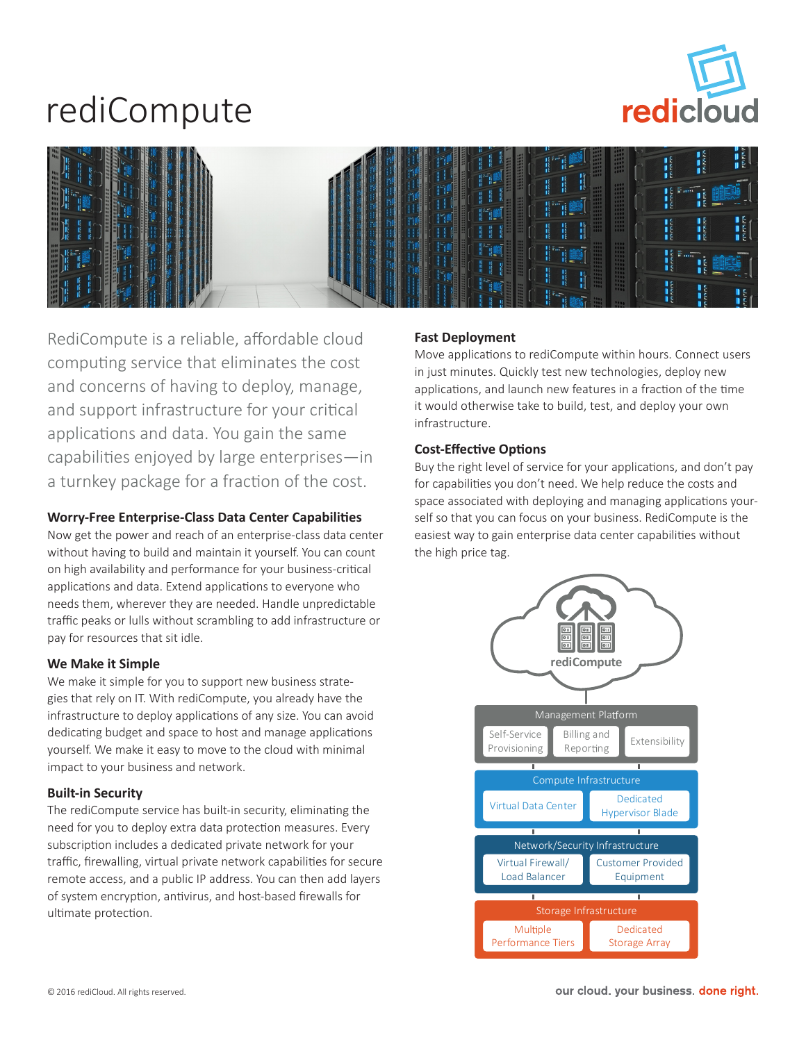# rediCompute

RediCompute is a reliable, affordable cloud computing service that eliminates the cost and concerns of having to deploy, manage, and support infrastructure for your critical applications and data. You gain the same capabilities enjoyed by large enterprises—in a turnkey package for a fraction of the cost.

### Worry-Free Enterprise-Class Data Center Capabilities

Now get the power and reach of an enterprise-class data center without having to build and maintain it yourself. You can count on high availability and performance for your business-critical applications and data. Extend applications to everyone who needs them, wherever they are needed. Handle unpredictable traffic peaks or lulls without scrambling to add infrastructure or pay for resources that sit idle.

### We Make it Simple

We make it simple for you to support new business strategies that rely on IT. With rediCompute, you already have the infrastructure to deploy applications of any size. You can avoid dedicating budget and space to host and manage applications yourself. We make it easy to move to the cloud with minimal impact to your business and network.

### Built-in Security

The rediCompute service has built-in security, eliminating the need for you to deploy extra data protection measures. Every subscription includes a dedicated private network for your traffic, firewalling, virtual private network capabilities for secure remote access, and a public IP address. You can then add layers of system encryption, antivirus, and host-based firewalls for ultimate protection.

### Fast Deployment

Move applications to rediCompute within hours. Connect users in just minutes. Quickly test new technologies, deploy new applications, and launch new features in a fraction of the time it would otherwise take to build, test, and deploy your own infrastructure.

### Cost-Effective Options

Buy the right level of service for your applications, and don't pay for capabilities you don't need. We help reduce the costs and space associated with deploying and managing applications yourself so that you can focus on your business. RediCompute is the easiest way to gain enterprise data center capabilities without the high price tag.

rediCompute

Management Platform
Self-Service Provisioning
Billing and Reporting
Extensibility

Compute Infrastructure
Virtual Data Center
Dedicated Hypervisor Blade

Network/Security Infrastructure
Virtual Firewall/ Load Balancer
Customer Provided Equipment

Storage Infrastructure
Multiple Performance Tiers
Dedicated Storage Array

© 2016 rediCloud. All rights reserved.

our cloud. your business. done right.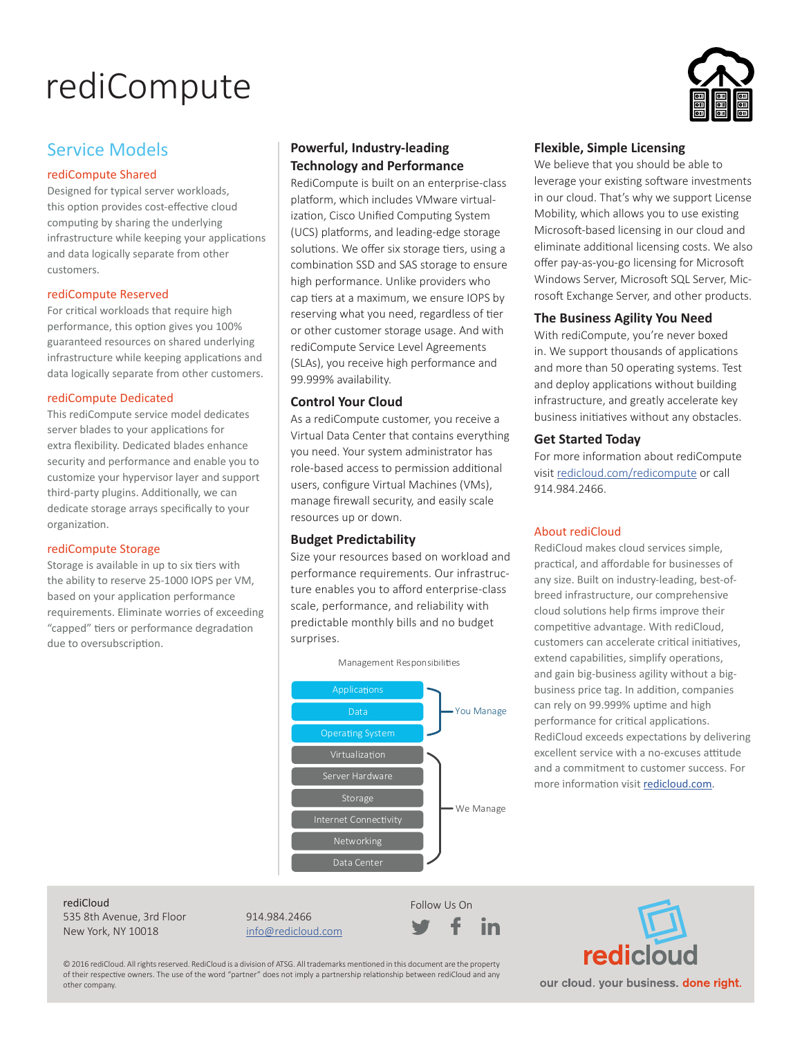# rediCompute

## Service Models

### rediCompute Shared

Designed for typical server workloads, this option provides cost-effective cloud computing by sharing the underlying infrastructure while keeping your applications and data logically separate from other customers.

### rediCompute Reserved

For critical workloads that require high performance, this option gives you 100% guaranteed resources on shared underlying infrastructure while keeping applications and data logically separate from other customers.

### rediCompute Dedicated

This rediCompute service model dedicates server blades to your applications for extra flexibility. Dedicated blades enhance security and performance and enable you to customize your hypervisor layer and support third-party plugins. Additionally, we can dedicate storage arrays specifically to your organization.

### rediCompute Storage

Storage is available in up to six tiers with the ability to reserve 25-1000 IOPS per VM, based on your application performance requirements. Eliminate worries of exceeding "capped" tiers or performance degradation due to oversubscription.

## Powerful, Industry-leading Technology and Performance

RediCompute is built on an enterprise-class platform, which includes VMware virtualization, Cisco Unified Computing System (UCS) platforms, and leading-edge storage solutions. We offer six storage tiers, using a combination SSD and SAS storage to ensure high performance. Unlike providers who cap tiers at a maximum, we ensure IOPS by reserving what you need, regardless of tier or other customer storage usage. And with rediCompute Service Level Agreements (SLAs), you receive high performance and 99.999% availability.

## Control Your Cloud

As a rediCompute customer, you receive a Virtual Data Center that contains everything you need. Your system administrator has role-based access to permission additional users, configure Virtual Machines (VMs), manage firewall security, and easily scale resources up or down.

## Budget Predictability

Size your resources based on workload and performance requirements. Our infrastructure enables you to afford enterprise-class scale, performance, and reliability with predictable monthly bills and no budget surprises.

Management Responsibilities

Applications
Data
Operating System
You Manage

Virtualization
Server Hardware
Storage
Internet Connectivity
Networking
Data Center
We Manage

## Flexible, Simple Licensing

We believe that you should be able to leverage your existing software investments in our cloud. That's why we support License Mobility, which allows you to use existing Microsoft-based licensing in our cloud and eliminate additional licensing costs. We also offer pay-as-you-go licensing for Microsoft Windows Server, Microsoft SQL Server, Microsoft Exchange Server, and other products.

## The Business Agility You Need

With rediCompute, you're never boxed in. We support thousands of applications and more than 50 operating systems. Test and deploy applications without building infrastructure, and greatly accelerate key business initiatives without any obstacles.

## Get Started Today

For more information about rediCompute visit [redicloud.com/redicompute](redicloud.com/redicompute) or call 914.984.2466.

### About rediCloud

RediCloud makes cloud services simple, practical, and affordable for businesses of any size. Built on industry-leading, best-of-breed infrastructure, our comprehensive cloud solutions help firms improve their competitive advantage. With rediCloud, customers can accelerate critical initiatives, extend capabilities, simplify operations, and gain big-business agility without a big-business price tag. In addition, companies can rely on 99.999% uptime and high performance for critical applications. RediCloud exceeds expectations by delivering excellent service with a no-excuses attitude and a commitment to customer success. For more information visit [redicloud.com](redicloud.com).

---

rediCloud
535 8th Avenue, 3rd Floor
New York, NY 10018

914.984.2466
info@redicloud.com

Follow Us On

© 2016 rediCloud. All rights reserved. RediCloud is a division of ATSG. All trademarks mentioned in this document are the property of their respective owners. The use of the word "partner" does not imply a partnership relationship between rediCloud and any other company.

redicloud

our cloud. your business. done right.